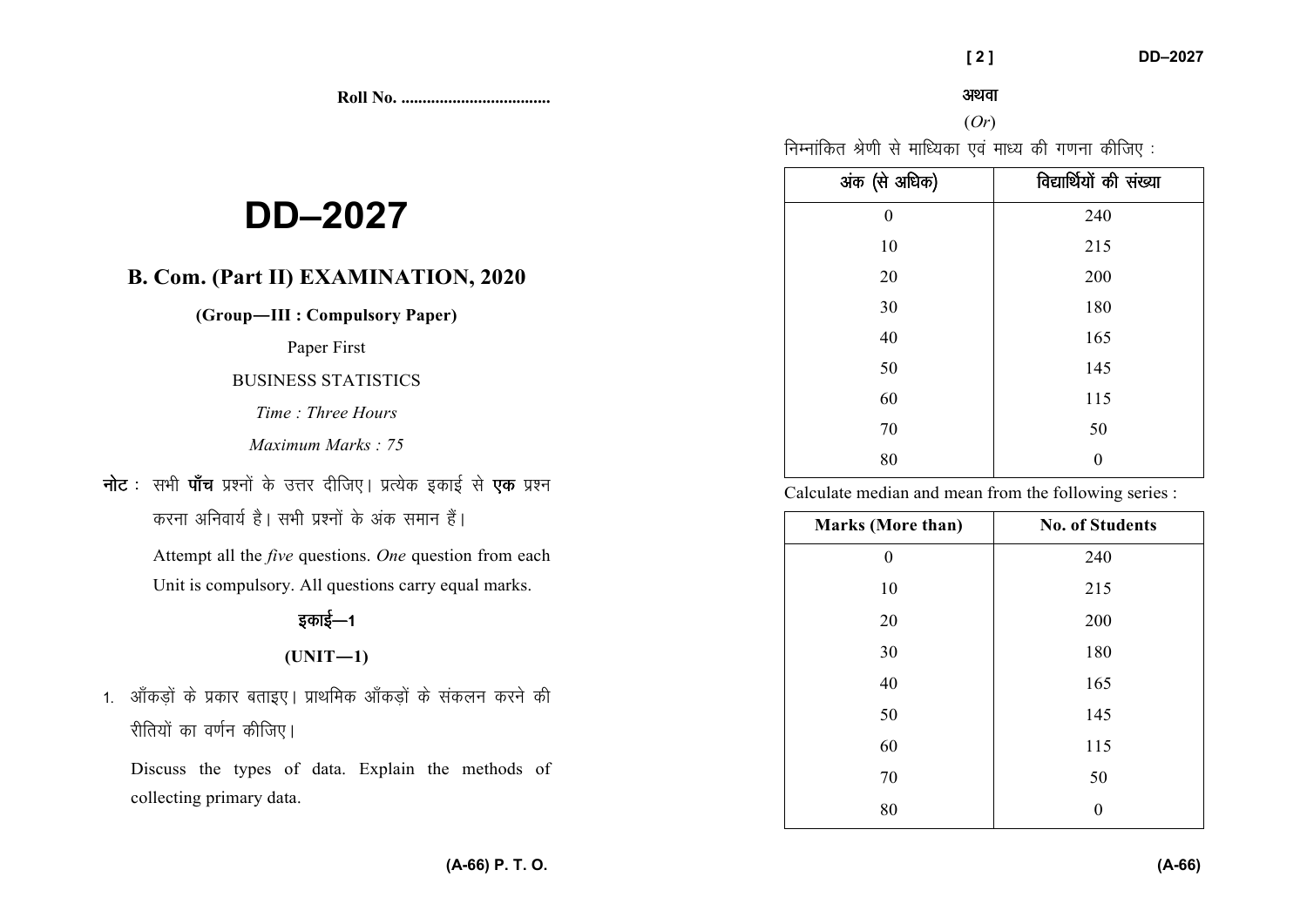Roll No. ..................................

# DD–2027

## B. Com. (Part II) EXAMINATION, 2020

**(Group—III : Compulsory Paper)**

Paper First

BUSINESS STATISTICS

*Time : Three Hours*

*Maximum Marks : 75*

**नोट :** सभी **पाँच** प्रश्नों के उत्तर दीजिए। प्रत्येक इकाई से **एक** प्रश्न करना अनिवार्य है। सभी प्रश्नों के अंक समान हैं।

Attempt all the *five* questions. *One* question from each Unit is compulsory. All questions carry equal marks.

### इकाई—1

### (UNIT—1)

1. आँकड़ों के प्रकार बताइए। प्राथमिक आँकड़ों के संकलन करने की रीतियों का वर्णन कीजिए।

   Discuss the types of data. Explain the methods of collecting primary data.

अथवा

(*Or*)

निम्नांकित श्रेणी से माध्यिका एवं माध्य की गणना कीजिए :

| अंक (से अधिक) | विद्यार्थियों की संख्या |
|---|---|
| 0 | 240 |
| 10 | 215 |
| 20 | 200 |
| 30 | 180 |
| 40 | 165 |
| 50 | 145 |
| 60 | 115 |
| 70 | 50 |
| 80 | 0 |

Calculate median and mean from the following series :

| Marks (More than) | No. of Students |
|---|---|
| 0 | 240 |
| 10 | 215 |
| 20 | 200 |
| 30 | 180 |
| 40 | 165 |
| 50 | 145 |
| 60 | 115 |
| 70 | 50 |
| 80 | 0 |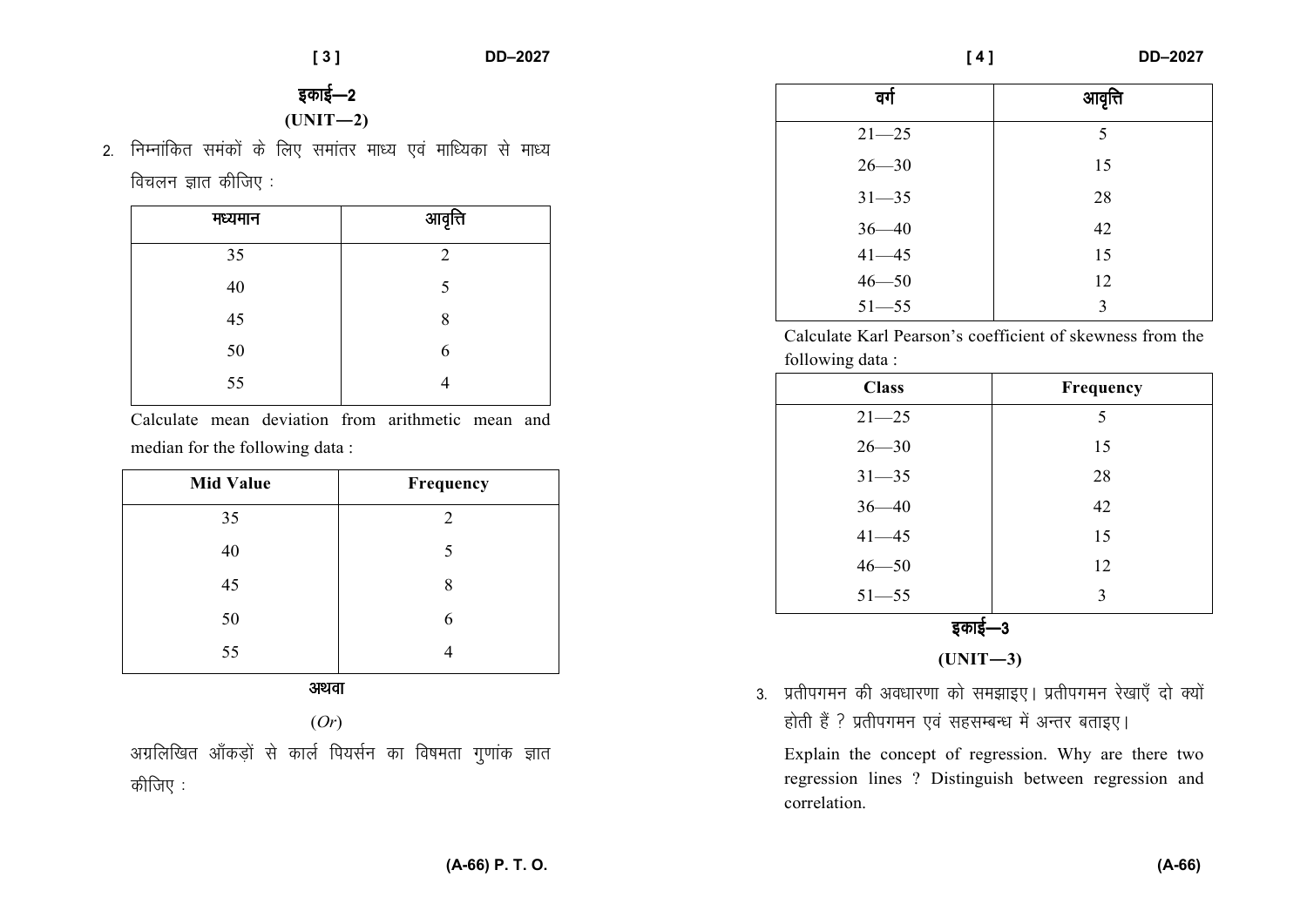## इकाई—2

## (UNIT—2)

2. निम्नांकित समंकों के लिए समांतर माध्य एवं माध्यिका से माध्य विचलन ज्ञात कीजिए :

| मध्यमान | आवृत्ति |
|---|---|
| 35 | 2 |
| 40 | 5 |
| 45 | 8 |
| 50 | 6 |
| 55 | 4 |

Calculate mean deviation from arithmetic mean and median for the following data :

| Mid Value | Frequency |
|---|---|
| 35 | 2 |
| 40 | 5 |
| 45 | 8 |
| 50 | 6 |
| 55 | 4 |

अथवा

(*Or*)

अग्रलिखित आँकड़ों से कार्ल पियर्सन का विषमता गुणांक ज्ञात कीजिए :

| वर्ग | आवृत्ति |
|---|---|
| 21—25 | 5 |
| 26—30 | 15 |
| 31—35 | 28 |
| 36—40 | 42 |
| 41—45 | 15 |
| 46—50 | 12 |
| 51—55 | 3 |

Calculate Karl Pearson's coefficient of skewness from the following data :

| Class | Frequency |
|---|---|
| 21—25 | 5 |
| 26—30 | 15 |
| 31—35 | 28 |
| 36—40 | 42 |
| 41—45 | 15 |
| 46—50 | 12 |
| 51—55 | 3 |

## इकाई—3

## (UNIT—3)

3. प्रतीपगमन की अवधारणा को समझाइए। प्रतीपगमन रेखाएँ दो क्यों होती हैं ? प्रतीपगमन एवं सहसम्बन्ध में अन्तर बताइए।

Explain the concept of regression. Why are there two regression lines ? Distinguish between regression and correlation.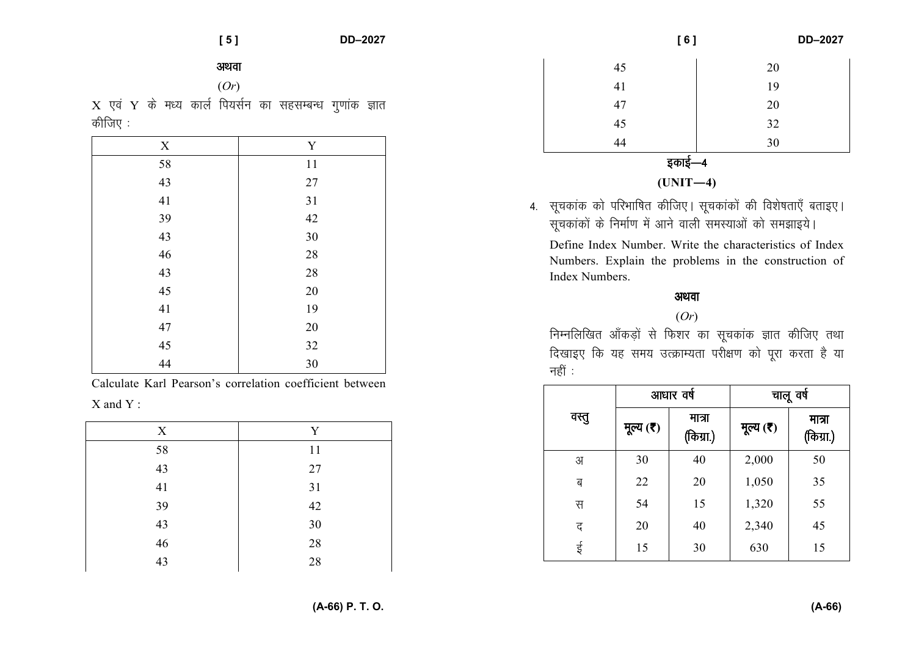अथवा

(*Or*)

X एवं Y के मध्य कार्ल पियर्सन का सहसम्बन्ध गुणांक ज्ञात कीजिए :

| X | Y |
|---|---|
| 58 | 11 |
| 43 | 27 |
| 41 | 31 |
| 39 | 42 |
| 43 | 30 |
| 46 | 28 |
| 43 | 28 |
| 45 | 20 |
| 41 | 19 |
| 47 | 20 |
| 45 | 32 |
| 44 | 30 |

Calculate Karl Pearson's correlation coefficient between X and Y :

| X | Y |
|---|---|
| 58 | 11 |
| 43 | 27 |
| 41 | 31 |
| 39 | 42 |
| 43 | 30 |
| 46 | 28 |
| 43 | 28 |
| 45 | 20 |
| 41 | 19 |
| 47 | 20 |
| 45 | 32 |
| 44 | 30 |

## इकाई—4

## (UNIT—4)

4. सूचकांक को परिभाषित कीजिए। सूचकांकों की विशेषताएँ बताइए। सूचकांकों के निर्माण में आने वाली समस्याओं को समझाइये।

   Define Index Number. Write the characteristics of Index Numbers. Explain the problems in the construction of Index Numbers.

अथवा

(*Or*)

निम्नलिखित आँकड़ों से फिशर का सूचकांक ज्ञात कीजिए तथा दिखाइए कि यह समय उत्क्राम्यता परीक्षण को पूरा करता है या नहीं :

| वस्तु | आधार वर्ष | | चालू वर्ष | |
|---|---|---|---|---|
| | मूल्य (₹) | मात्रा (किग्रा.) | मूल्य (₹) | मात्रा (किग्रा.) |
| अ | 30 | 40 | 2,000 | 50 |
| ब | 22 | 20 | 1,050 | 35 |
| स | 54 | 15 | 1,320 | 55 |
| द | 20 | 40 | 2,340 | 45 |
| ई | 15 | 30 | 630 | 15 |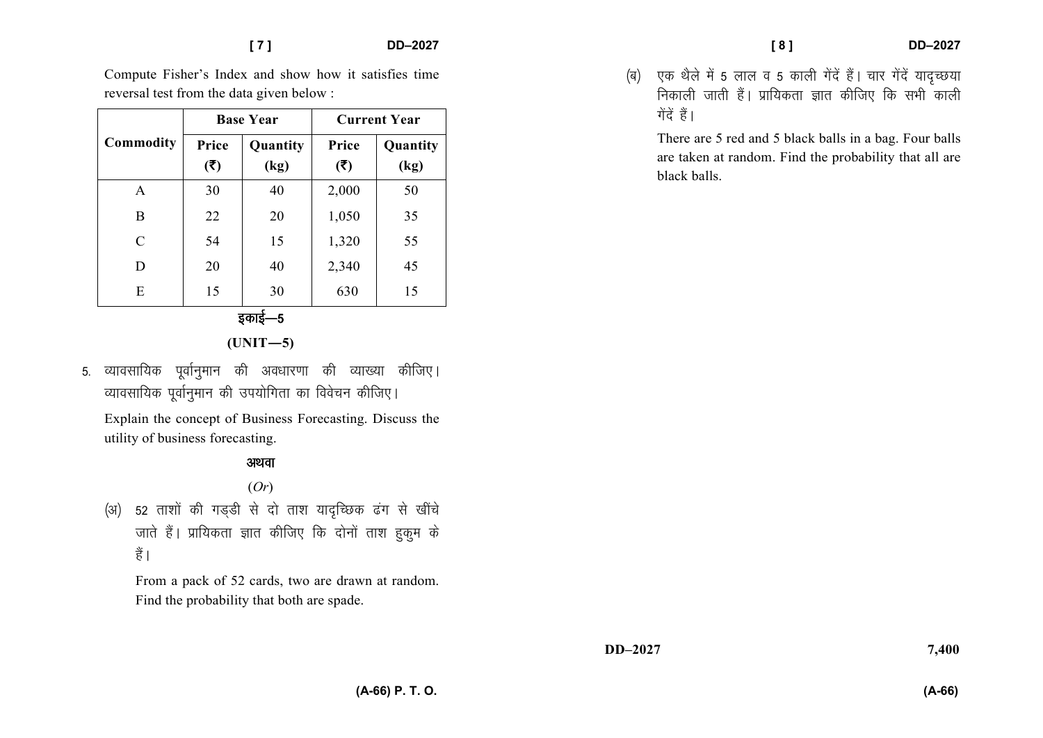Compute Fisher's Index and show how it satisfies time reversal test from the data given below :

| Commodity | Base Year | | Current Year | |
|---|---|---|---|---|
| | Price (₹) | Quantity (kg) | Price (₹) | Quantity (kg) |
| A | 30 | 40 | 2,000 | 50 |
| B | 22 | 20 | 1,050 | 35 |
| C | 54 | 15 | 1,320 | 55 |
| D | 20 | 40 | 2,340 | 45 |
| E | 15 | 30 | 630 | 15 |

## इकाई—5

## (UNIT—5)

5. व्यावसायिक पूर्वानुमान की अवधारणा की व्याख्या कीजिए। व्यावसायिक पूर्वानुमान की उपयोगिता का विवेचन कीजिए।

   Explain the concept of Business Forecasting. Discuss the utility of business forecasting.

   अथवा

   (*Or*)

   (अ) 52 ताशों की गड्डी से दो ताश यादृच्छिक ढंग से खींचे जाते हैं। प्रायिकता ज्ञात कीजिए कि दोनों ताश हुकुम के हैं।

   From a pack of 52 cards, two are drawn at random. Find the probability that both are spade.

   (ब) एक थैले में 5 लाल व 5 काली गेंदें हैं। चार गेंदें यादृच्छया निकाली जाती हैं। प्रायिकता ज्ञात कीजिए कि सभी काली गेंदें हैं।

   There are 5 red and 5 black balls in a bag. Four balls are taken at random. Find the probability that all are black balls.

DD–2027 7,400